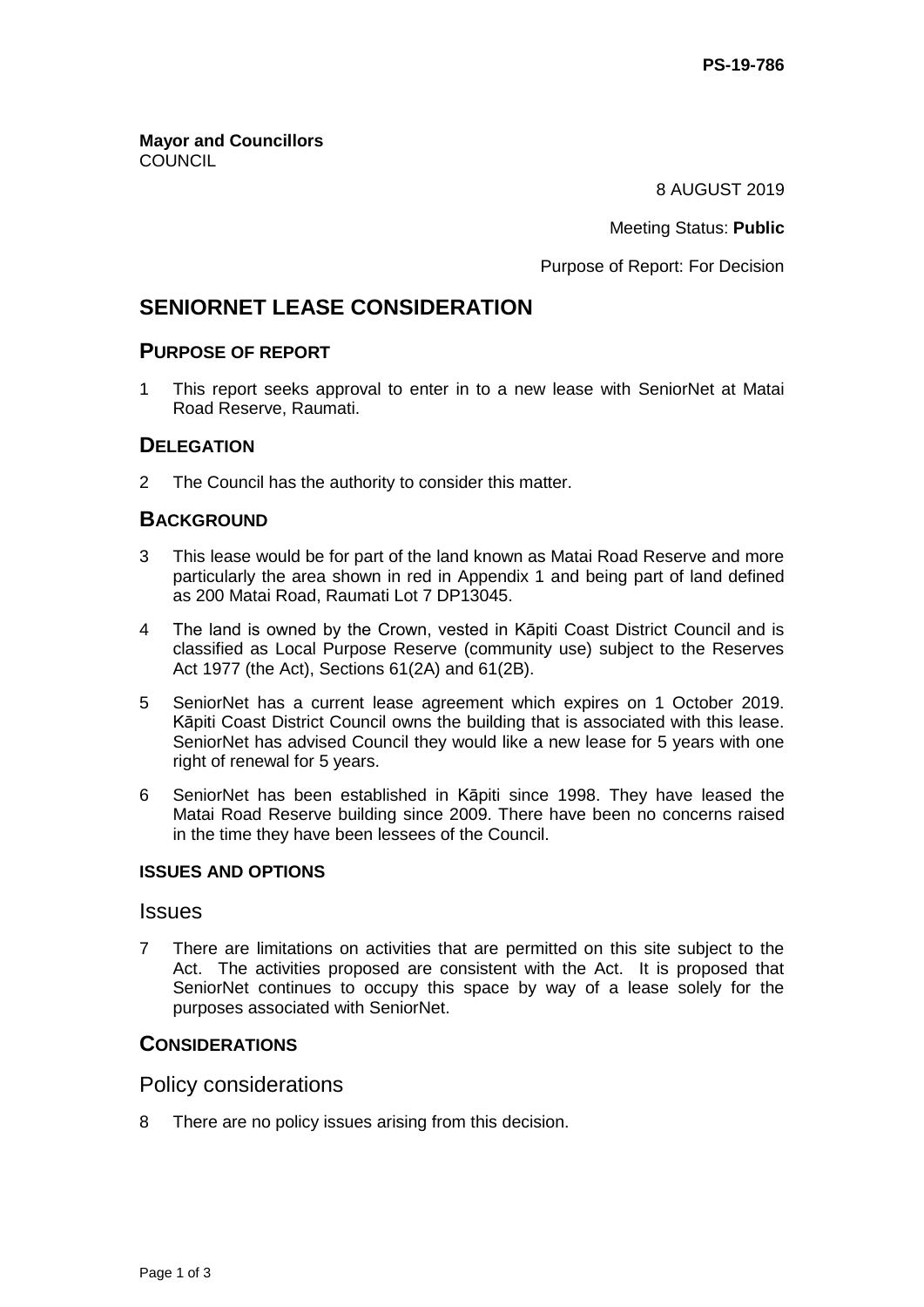PS-19-786

**Mayor and Councillors**
COUNCIL

8 AUGUST 2019

Meeting Status: **Public**

Purpose of Report: For Decision

# SENIORNET LEASE CONSIDERATION

## PURPOSE OF REPORT

1 This report seeks approval to enter in to a new lease with SeniorNet at Matai Road Reserve, Raumati.

## DELEGATION

2 The Council has the authority to consider this matter.

## BACKGROUND

3 This lease would be for part of the land known as Matai Road Reserve and more particularly the area shown in red in Appendix 1 and being part of land defined as 200 Matai Road, Raumati Lot 7 DP13045.

4 The land is owned by the Crown, vested in Kāpiti Coast District Council and is classified as Local Purpose Reserve (community use) subject to the Reserves Act 1977 (the Act), Sections 61(2A) and 61(2B).

5 SeniorNet has a current lease agreement which expires on 1 October 2019. Kāpiti Coast District Council owns the building that is associated with this lease. SeniorNet has advised Council they would like a new lease for 5 years with one right of renewal for 5 years.

6 SeniorNet has been established in Kāpiti since 1998. They have leased the Matai Road Reserve building since 2009. There have been no concerns raised in the time they have been lessees of the Council.

#### ISSUES AND OPTIONS

### Issues

7 There are limitations on activities that are permitted on this site subject to the Act. The activities proposed are consistent with the Act. It is proposed that SeniorNet continues to occupy this space by way of a lease solely for the purposes associated with SeniorNet.

## CONSIDERATIONS

### Policy considerations

8 There are no policy issues arising from this decision.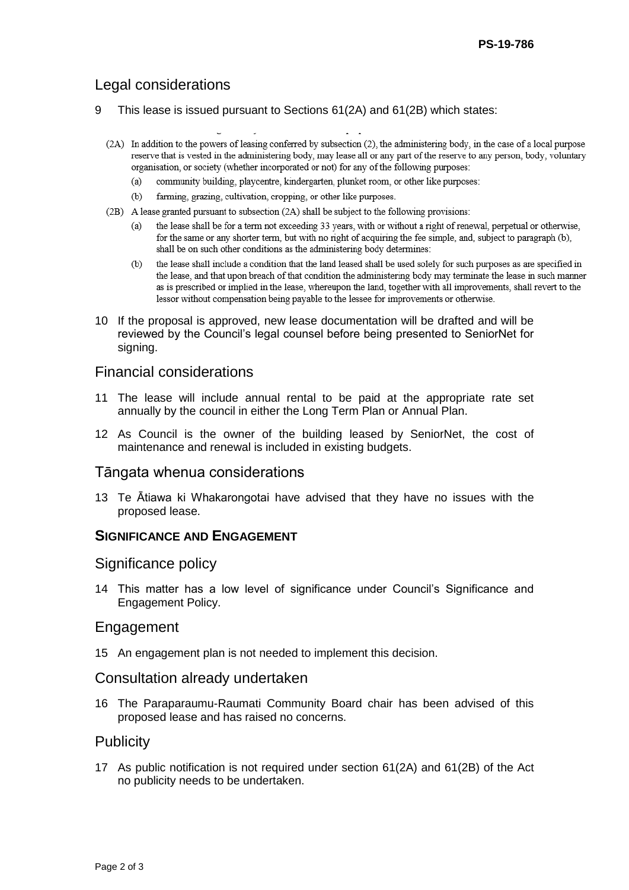## Legal considerations

9 This lease is issued pursuant to Sections 61(2A) and 61(2B) which states:

> (2A) In addition to the powers of leasing conferred by subsection (2), the administering body, in the case of a local purpose reserve that is vested in the administering body, may lease all or any part of the reserve to any person, body, voluntary organisation, or society (whether incorporated or not) for any of the following purposes:
>
> (a) community building, playcentre, kindergarten, plunket room, or other like purposes:
>
> (b) farming, grazing, cultivation, cropping, or other like purposes.
>
> (2B) A lease granted pursuant to subsection (2A) shall be subject to the following provisions:
>
> (a) the lease shall be for a term not exceeding 33 years, with or without a right of renewal, perpetual or otherwise, for the same or any shorter term, but with no right of acquiring the fee simple, and, subject to paragraph (b), shall be on such other conditions as the administering body determines:
>
> (b) the lease shall include a condition that the land leased shall be used solely for such purposes as are specified in the lease, and that upon breach of that condition the administering body may terminate the lease in such manner as is prescribed or implied in the lease, whereupon the land, together with all improvements, shall revert to the lessor without compensation being payable to the lessee for improvements or otherwise.

10 If the proposal is approved, new lease documentation will be drafted and will be reviewed by the Council's legal counsel before being presented to SeniorNet for signing.

## Financial considerations

11 The lease will include annual rental to be paid at the appropriate rate set annually by the council in either the Long Term Plan or Annual Plan.

12 As Council is the owner of the building leased by SeniorNet, the cost of maintenance and renewal is included in existing budgets.

## Tāngata whenua considerations

13 Te Ātiawa ki Whakarongotai have advised that they have no issues with the proposed lease.

# SIGNIFICANCE AND ENGAGEMENT

## Significance policy

14 This matter has a low level of significance under Council's Significance and Engagement Policy.

## Engagement

15 An engagement plan is not needed to implement this decision.

## Consultation already undertaken

16 The Paraparaumu-Raumati Community Board chair has been advised of this proposed lease and has raised no concerns.

## Publicity

17 As public notification is not required under section 61(2A) and 61(2B) of the Act no publicity needs to be undertaken.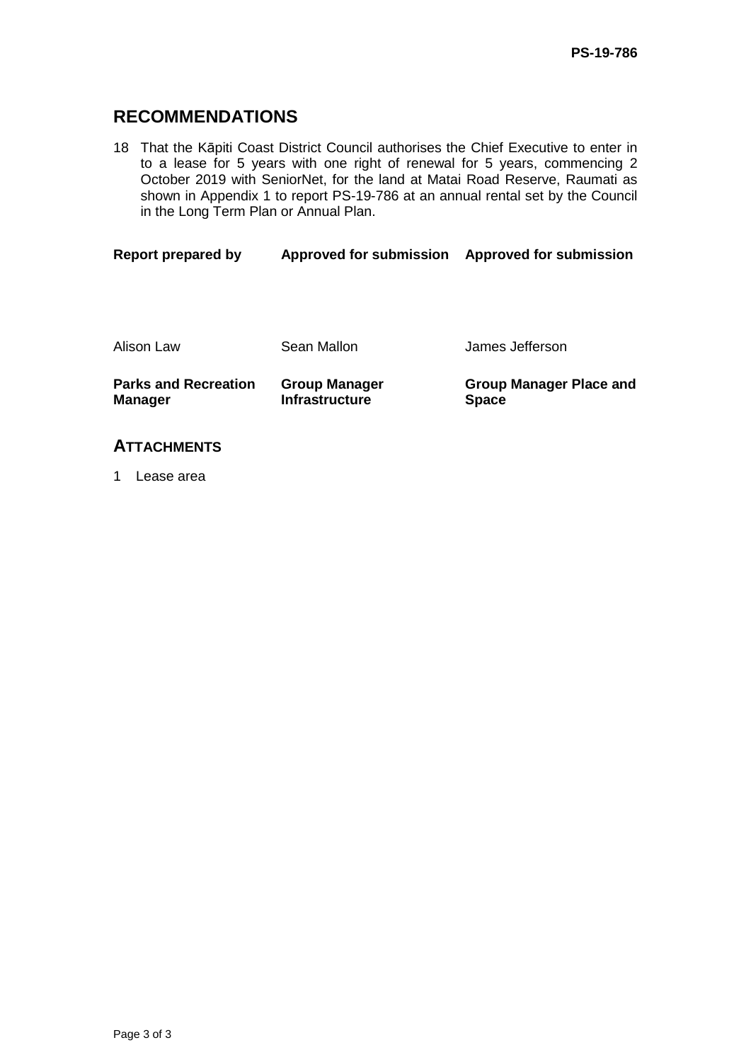## RECOMMENDATIONS

18 That the Kāpiti Coast District Council authorises the Chief Executive to enter in to a lease for 5 years with one right of renewal for 5 years, commencing 2 October 2019 with SeniorNet, for the land at Matai Road Reserve, Raumati as shown in Appendix 1 to report PS-19-786 at an annual rental set by the Council in the Long Term Plan or Annual Plan.

| **Report prepared by** | **Approved for submission** | **Approved for submission** |
| --- | --- | --- |
| Alison Law | Sean Mallon | James Jefferson |
| **Parks and Recreation Manager** | **Group Manager Infrastructure** | **Group Manager Place and Space** |

## ATTACHMENTS

1 Lease area